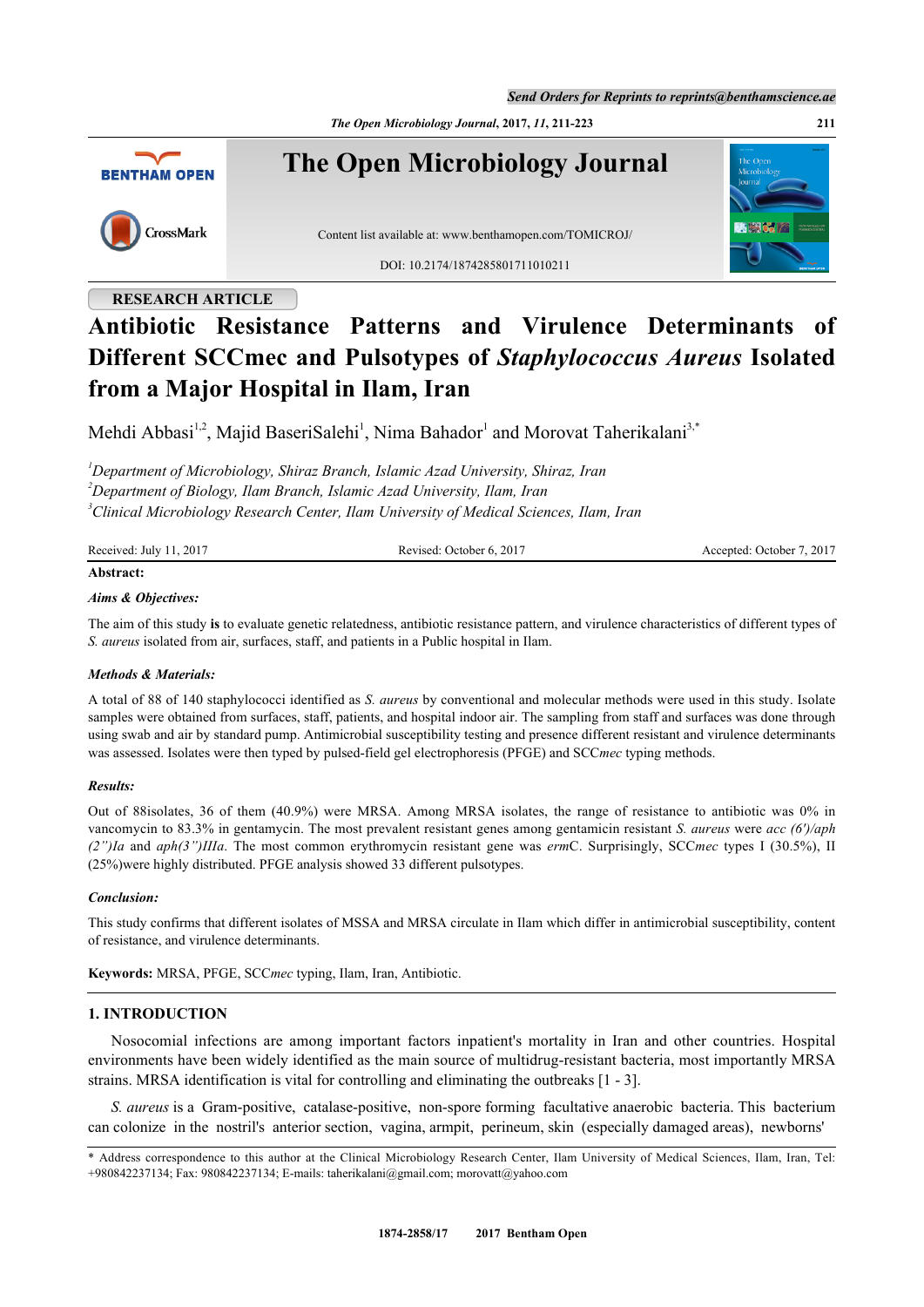RESEARCH ARTICLE

# Antibiotic Resistance Patterns and Virulence Determinants of Different SCCmec and Pulsotypes of *Staphylococcus Aureus* Isolated from a Major Hospital in Ilam, Iran

Mehdi Abbasi[1,2], Majid BaseriSalehi[1], Nima Bahador[1] and Morovat Taherikalani[3,*]

[1]*Department of Microbiology, Shiraz Branch, Islamic Azad University, Shiraz, Iran*
[2]*Department of Biology, Ilam Branch, Islamic Azad University, Ilam, Iran*
[3]*Clinical Microbiology Research Center, Ilam University of Medical Sciences, Ilam, Iran*

Received: July 11, 2017 | Revised: October 6, 2017 | Accepted: October 7, 2017

**Abstract:**

***Aims & Objectives:***

The aim of this study **is** to evaluate genetic relatedness, antibiotic resistance pattern, and virulence characteristics of different types of *S. aureus* isolated from air, surfaces, staff, and patients in a Public hospital in Ilam.

***Methods & Materials:***

A total of 88 of 140 staphylococci identified as *S. aureus* by conventional and molecular methods were used in this study. Isolate samples were obtained from surfaces, staff, patients, and hospital indoor air. The sampling from staff and surfaces was done through using swab and air by standard pump. Antimicrobial susceptibility testing and presence different resistant and virulence determinants was assessed. Isolates were then typed by pulsed-field gel electrophoresis (PFGE) and SCC*mec* typing methods.

***Results:***

Out of 88isolates, 36 of them (40.9%) were MRSA. Among MRSA isolates, the range of resistance to antibiotic was 0% in vancomycin to 83.3% in gentamycin. The most prevalent resistant genes among gentamicin resistant *S. aureus* were *acc (6')/aph (2")Ia* and *aph(3")IIIa*. The most common erythromycin resistant gene was *erm*C. Surprisingly, SCC*mec* types I (30.5%), II (25%)were highly distributed. PFGE analysis showed 33 different pulsotypes.

***Conclusion:***

This study confirms that different isolates of MSSA and MRSA circulate in Ilam which differ in antimicrobial susceptibility, content of resistance, and virulence determinants.

**Keywords:** MRSA, PFGE, SCC*mec* typing, Ilam, Iran, Antibiotic.

## 1. INTRODUCTION

Nosocomial infections are among important factors inpatient's mortality in Iran and other countries. Hospital environments have been widely identified as the main source of multidrug-resistant bacteria, most importantly MRSA strains. MRSA identification is vital for controlling and eliminating the outbreaks [1 - 3].

*S. aureus* is a Gram-positive, catalase-positive, non-spore forming facultative anaerobic bacteria. This bacterium can colonize in the nostril's anterior section, vagina, armpit, perineum, skin (especially damaged areas), newborns'

* Address correspondence to this author at the Clinical Microbiology Research Center, Ilam University of Medical Sciences, Ilam, Iran, Tel: +980842237134; Fax: 980842237134; E-mails: taherikalani@gmail.com; morovatt@yahoo.com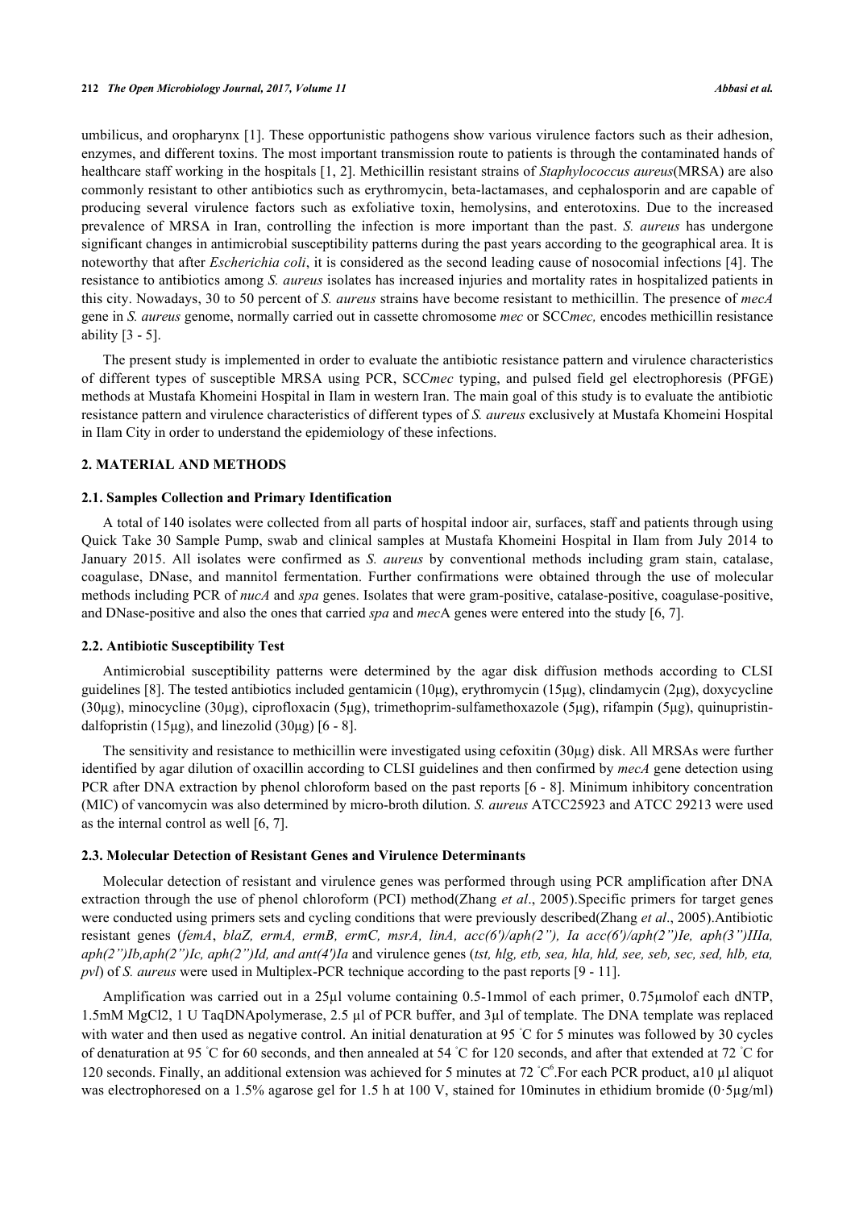umbilicus, and oropharynx [1]. These opportunistic pathogens show various virulence factors such as their adhesion, enzymes, and different toxins. The most important transmission route to patients is through the contaminated hands of healthcare staff working in the hospitals [1, 2]. Methicillin resistant strains of *Staphylococcus aureus*(MRSA) are also commonly resistant to other antibiotics such as erythromycin, beta-lactamases, and cephalosporin and are capable of producing several virulence factors such as exfoliative toxin, hemolysins, and enterotoxins. Due to the increased prevalence of MRSA in Iran, controlling the infection is more important than the past. *S. aureus* has undergone significant changes in antimicrobial susceptibility patterns during the past years according to the geographical area. It is noteworthy that after *Escherichia coli*, it is considered as the second leading cause of nosocomial infections [4]. The resistance to antibiotics among *S. aureus* isolates has increased injuries and mortality rates in hospitalized patients in this city. Nowadays, 30 to 50 percent of *S. aureus* strains have become resistant to methicillin. The presence of *mecA* gene in *S. aureus* genome, normally carried out in cassette chromosome *mec* or SCC*mec,* encodes methicillin resistance ability [3 - 5].

The present study is implemented in order to evaluate the antibiotic resistance pattern and virulence characteristics of different types of susceptible MRSA using PCR, SCC*mec* typing, and pulsed field gel electrophoresis (PFGE) methods at Mustafa Khomeini Hospital in Ilam in western Iran. The main goal of this study is to evaluate the antibiotic resistance pattern and virulence characteristics of different types of *S. aureus* exclusively at Mustafa Khomeini Hospital in Ilam City in order to understand the epidemiology of these infections.

## 2. MATERIAL AND METHODS

### 2.1. Samples Collection and Primary Identification

A total of 140 isolates were collected from all parts of hospital indoor air, surfaces, staff and patients through using Quick Take 30 Sample Pump, swab and clinical samples at Mustafa Khomeini Hospital in Ilam from July 2014 to January 2015. All isolates were confirmed as *S. aureus* by conventional methods including gram stain, catalase, coagulase, DNase, and mannitol fermentation. Further confirmations were obtained through the use of molecular methods including PCR of *nucA* and *spa* genes. Isolates that were gram-positive, catalase-positive, coagulase-positive, and DNase-positive and also the ones that carried *spa* and *mec*A genes were entered into the study [6, 7].

### 2.2. Antibiotic Susceptibility Test

Antimicrobial susceptibility patterns were determined by the agar disk diffusion methods according to CLSI guidelines [8]. The tested antibiotics included gentamicin (10µg), erythromycin (15µg), clindamycin (2µg), doxycycline (30µg), minocycline (30µg), ciprofloxacin (5µg), trimethoprim-sulfamethoxazole (5µg), rifampin (5µg), quinupristin-dalfopristin (15µg), and linezolid (30µg) [6 - 8].

The sensitivity and resistance to methicillin were investigated using cefoxitin (30µg) disk. All MRSAs were further identified by agar dilution of oxacillin according to CLSI guidelines and then confirmed by *mecA* gene detection using PCR after DNA extraction by phenol chloroform based on the past reports [6 - 8]. Minimum inhibitory concentration (MIC) of vancomycin was also determined by micro-broth dilution. *S. aureus* ATCC25923 and ATCC 29213 were used as the internal control as well [6, 7].

### 2.3. Molecular Detection of Resistant Genes and Virulence Determinants

Molecular detection of resistant and virulence genes was performed through using PCR amplification after DNA extraction through the use of phenol chloroform (PCI) method(Zhang *et al*., 2005).Specific primers for target genes were conducted using primers sets and cycling conditions that were previously described(Zhang *et al*., 2005).Antibiotic resistant genes (*femA*, *blaZ, ermA, ermB, ermC, msrA, linA, acc(6')/aph(2"), Ia acc(6')/aph(2")Ie, aph(3")IIIa, aph(2")Ib,aph(2")Ic, aph(2")Id, and ant(4')Ia* and virulence genes (*tst, hlg, etb, sea, hla, hld, see, seb, sec, sed, hlb, eta, pvl*) of *S. aureus* were used in Multiplex-PCR technique according to the past reports [9 - 11].

Amplification was carried out in a 25µl volume containing 0.5-1mmol of each primer, 0.75µmolof each dNTP, 1.5mM $MgCl_2$, 1 U TaqDNApolymerase, 2.5 µl of PCR buffer, and 3µl of template. The DNA template was replaced with water and then used as negative control. An initial denaturation at 95 °C for 5 minutes was followed by 30 cycles of denaturation at 95 °C for 60 seconds, and then annealed at 54 °C for 120 seconds, and after that extended at 72 °C for 120 seconds. Finally, an additional extension was achieved for 5 minutes at 72 °C[6].For each PCR product, a10 µl aliquot was electrophoresed on a 1.5% agarose gel for 1.5 h at 100 V, stained for 10minutes in ethidium bromide (0·5µg/ml)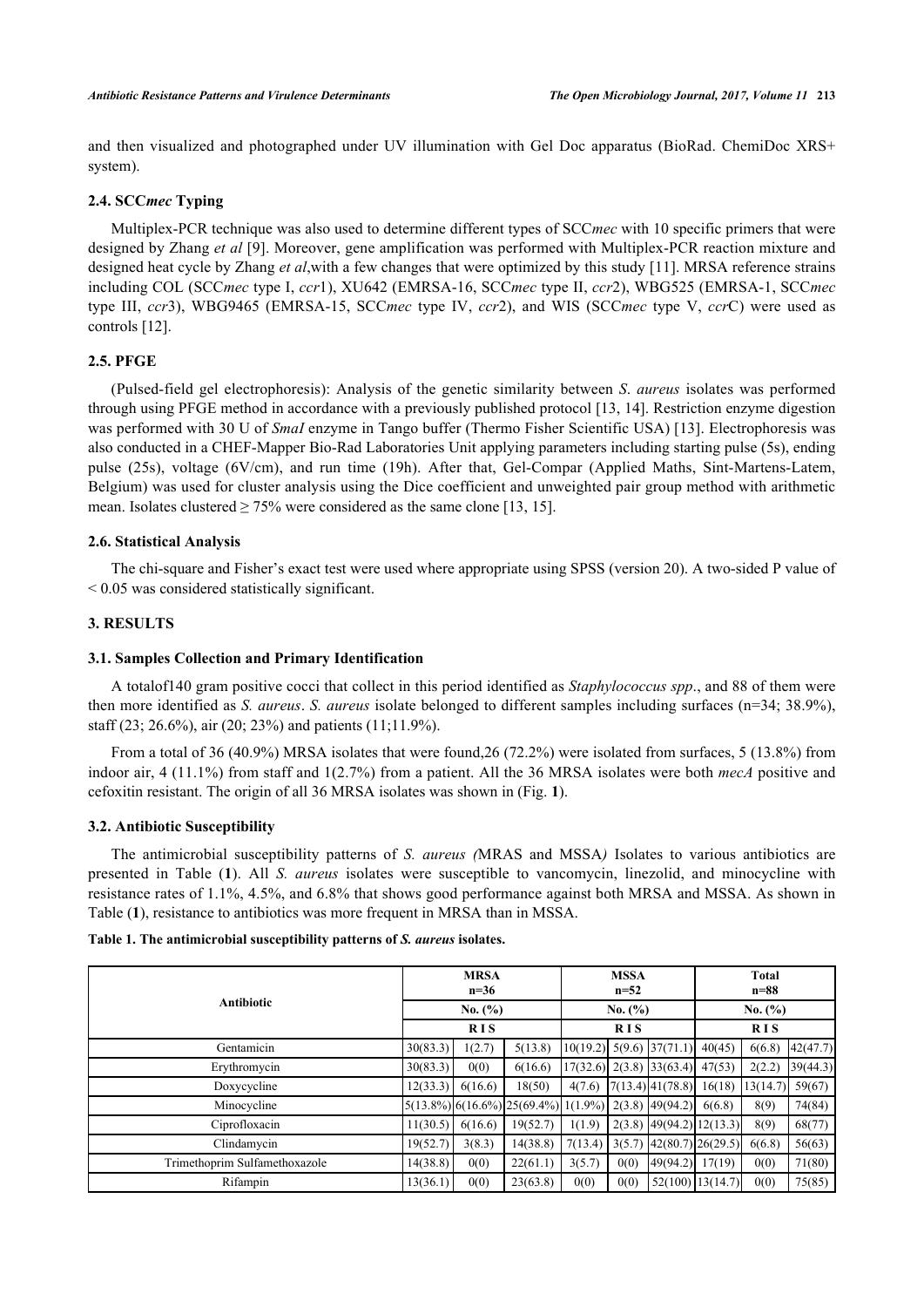and then visualized and photographed under UV illumination with Gel Doc apparatus (BioRad. ChemiDoc XRS+ system).

### 2.4. SCC*mec* Typing

Multiplex-PCR technique was also used to determine different types of SCC*mec* with 10 specific primers that were designed by Zhang *et al* [9]. Moreover, gene amplification was performed with Multiplex-PCR reaction mixture and designed heat cycle by Zhang *et al*,with a few changes that were optimized by this study [11]. MRSA reference strains including COL (SCC*mec* type I, *ccr*1), XU642 (EMRSA-16, SCC*mec* type II, *ccr*2), WBG525 (EMRSA-1, SCC*mec* type III, *ccr*3), WBG9465 (EMRSA-15, SCC*mec* type IV, *ccr*2), and WIS (SCC*mec* type V, *ccr*C) were used as controls [12].

### 2.5. PFGE

(Pulsed-field gel electrophoresis): Analysis of the genetic similarity between *S. aureus* isolates was performed through using PFGE method in accordance with a previously published protocol [13, 14]. Restriction enzyme digestion was performed with 30 U of *SmaI* enzyme in Tango buffer (Thermo Fisher Scientific USA) [13]. Electrophoresis was also conducted in a CHEF-Mapper Bio-Rad Laboratories Unit applying parameters including starting pulse (5s), ending pulse (25s), voltage (6V/cm), and run time (19h). After that, Gel-Compar (Applied Maths, Sint-Martens-Latem, Belgium) was used for cluster analysis using the Dice coefficient and unweighted pair group method with arithmetic mean. Isolates clustered ≥ 75% were considered as the same clone [13, 15].

### 2.6. Statistical Analysis

The chi-square and Fisher's exact test were used where appropriate using SPSS (version 20). A two-sided P value of < 0.05 was considered statistically significant.

## 3. RESULTS

### 3.1. Samples Collection and Primary Identification

A totalof140 gram positive cocci that collect in this period identified as *Staphylococcus spp*., and 88 of them were then more identified as *S. aureus*. *S. aureus* isolate belonged to different samples including surfaces (n=34; 38.9%), staff (23; 26.6%), air (20; 23%) and patients (11;11.9%).

From a total of 36 (40.9%) MRSA isolates that were found,26 (72.2%) were isolated from surfaces, 5 (13.8%) from indoor air, 4 (11.1%) from staff and 1(2.7%) from a patient. All the 36 MRSA isolates were both *mecA* positive and cefoxitin resistant. The origin of all 36 MRSA isolates was shown in (Fig. **1**).

### 3.2. Antibiotic Susceptibility

The antimicrobial susceptibility patterns of *S. aureus (*MRAS and MSSA*)* Isolates to various antibiotics are presented in Table (**1**). All *S. aureus* isolates were susceptible to vancomycin, linezolid, and minocycline with resistance rates of 1.1%, 4.5%, and 6.8% that shows good performance against both MRSA and MSSA. As shown in Table (**1**), resistance to antibiotics was more frequent in MRSA than in MSSA.

**Table 1. The antimicrobial susceptibility patterns of *S. aureus* isolates.**

| Antibiotic | MRSA n=36 | | | MSSA n=52 | | | Total n=88 | | |
|---|---|---|---|---|---|---|---|---|---|
| | No. (%) | | | No. (%) | | | No. (%) | | |
| | R | I | S | R | I | S | R | I | S |
| Gentamicin | 30(83.3) | 1(2.7) | 5(13.8) | 10(19.2) | 5(9.6) | 37(71.1) | 40(45) | 6(6.8) | 42(47.7) |
| Erythromycin | 30(83.3) | 0(0) | 6(16.6) | 17(32.6) | 2(3.8) | 33(63.4) | 47(53) | 2(2.2) | 39(44.3) |
| Doxycycline | 12(33.3) | 6(16.6) | 18(50) | 4(7.6) | 7(13.4) | 41(78.8) | 16(18) | 13(14.7) | 59(67) |
| Minocycline | 5(13.8%) | 6(16.6%) | 25(69.4%) | 1(1.9%) | 2(3.8) | 49(94.2) | 6(6.8) | 8(9) | 74(84) |
| Ciprofloxacin | 11(30.5) | 6(16.6) | 19(52.7) | 1(1.9) | 2(3.8) | 49(94.2) | 12(13.3) | 8(9) | 68(77) |
| Clindamycin | 19(52.7) | 3(8.3) | 14(38.8) | 7(13.4) | 3(5.7) | 42(80.7) | 26(29.5) | 6(6.8) | 56(63) |
| Trimethoprim Sulfamethoxazole | 14(38.8) | 0(0) | 22(61.1) | 3(5.7) | 0(0) | 49(94.2) | 17(19) | 0(0) | 71(80) |
| Rifampin | 13(36.1) | 0(0) | 23(63.8) | 0(0) | 0(0) | 52(100) | 13(14.7) | 0(0) | 75(85) |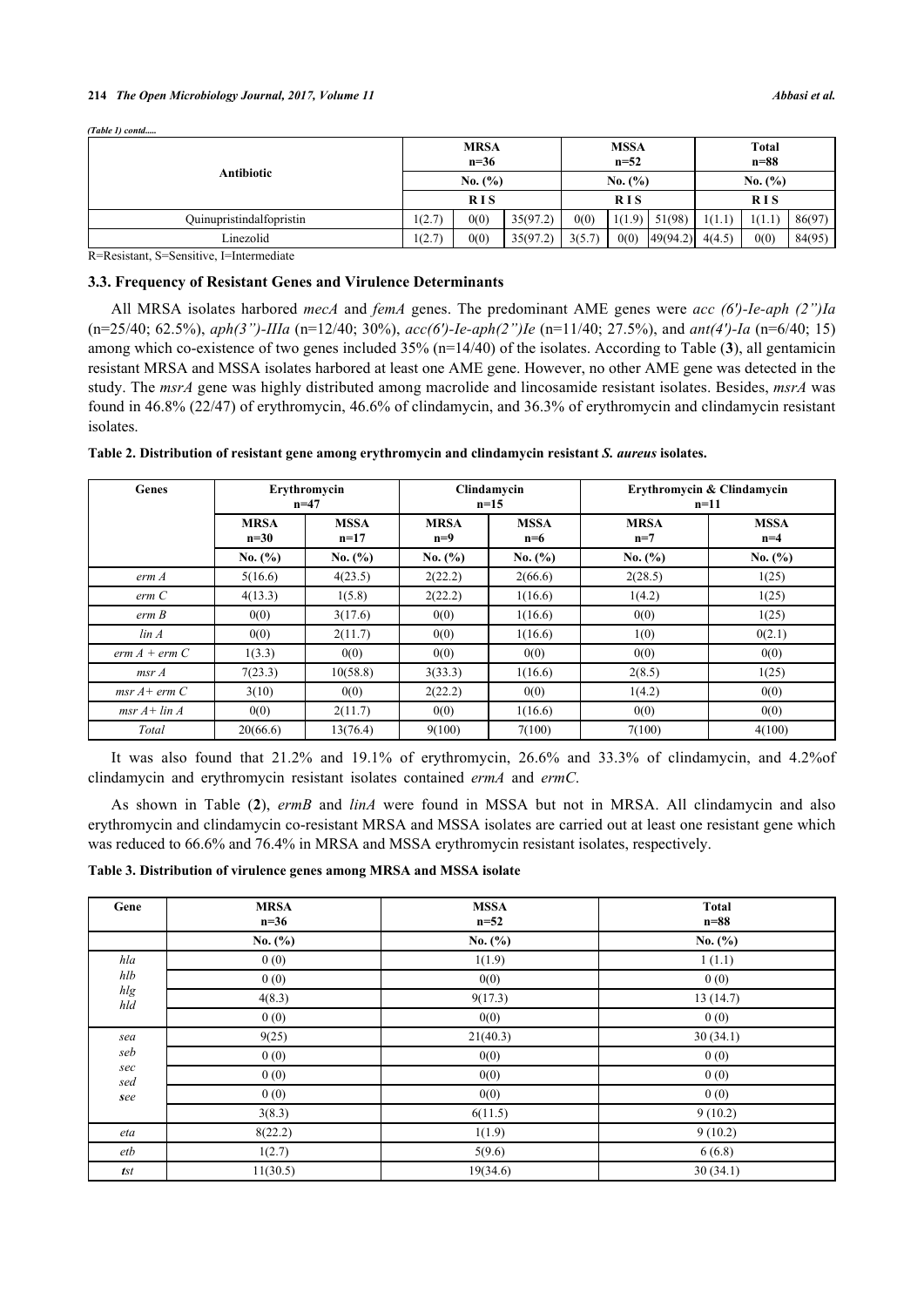*(Table 1) contd.....*

| Antibiotic | MRSA n=36 | | | MSSA n=52 | | | Total n=88 | | |
|---|---|---|---|---|---|---|---|---|---|
| | No. (%) | | | No. (%) | | | No. (%) | | |
| | R | I | S | R | I | S | R | I | S |
| Quinupristindalfopristin | 1(2.7) | 0(0) | 35(97.2) | 0(0) | 1(1.9) | 51(98) | 1(1.1) | 1(1.1) | 86(97) |
| Linezolid | 1(2.7) | 0(0) | 35(97.2) | 3(5.7) | 0(0) | 49(94.2) | 4(4.5) | 0(0) | 84(95) |

R=Resistant, S=Sensitive, I=Intermediate

### 3.3. Frequency of Resistant Genes and Virulence Determinants

All MRSA isolates harbored *mecA* and *femA* genes. The predominant AME genes were *acc (6')-Ie-aph (2")Ia* (n=25/40; 62.5%), *aph(3")-IIIa* (n=12/40; 30%), *acc(6')-Ie-aph(2")Ie* (n=11/40; 27.5%), and *ant(4')-Ia* (n=6/40; 15) among which co-existence of two genes included 35% (n=14/40) of the isolates. According to Table (**3**), all gentamicin resistant MRSA and MSSA isolates harbored at least one AME gene. However, no other AME gene was detected in the study. The *msrA* gene was highly distributed among macrolide and lincosamide resistant isolates. Besides, *msrA* was found in 46.8% (22/47) of erythromycin, 46.6% of clindamycin, and 36.3% of erythromycin and clindamycin resistant isolates.

**Table 2. Distribution of resistant gene among erythromycin and clindamycin resistant *S. aureus* isolates.**

| Genes | Erythromycin n=47 | | Clindamycin n=15 | | Erythromycin & Clindamycin n=11 | |
|---|---|---|---|---|---|---|
| | MRSA n=30 | MSSA n=17 | MRSA n=9 | MSSA n=6 | MRSA n=7 | MSSA n=4 |
| | No. (%) | No. (%) | No. (%) | No. (%) | No. (%) | No. (%) |
| *erm A* | 5(16.6) | 4(23.5) | 2(22.2) | 2(66.6) | 2(28.5) | 1(25) |
| *erm C* | 4(13.3) | 1(5.8) | 2(22.2) | 1(16.6) | 1(4.2) | 1(25) |
| *erm B* | 0(0) | 3(17.6) | 0(0) | 1(16.6) | 0(0) | 1(25) |
| *lin A* | 0(0) | 2(11.7) | 0(0) | 1(16.6) | 1(0) | 0(2.1) |
| *erm A + erm C* | 1(3.3) | 0(0) | 0(0) | 0(0) | 0(0) | 0(0) |
| *msr A* | 7(23.3) | 10(58.8) | 3(33.3) | 1(16.6) | 2(8.5) | 1(25) |
| *msr A+ erm C* | 3(10) | 0(0) | 2(22.2) | 0(0) | 1(4.2) | 0(0) |
| *msr A+ lin A* | 0(0) | 2(11.7) | 0(0) | 1(16.6) | 0(0) | 0(0) |
| *Total* | 20(66.6) | 13(76.4) | 9(100) | 7(100) | 7(100) | 4(100) |

It was also found that 21.2% and 19.1% of erythromycin, 26.6% and 33.3% of clindamycin, and 4.2%of clindamycin and erythromycin resistant isolates contained *ermA* and *ermC*.

As shown in Table (**2**), *ermB* and *linA* were found in MSSA but not in MRSA. All clindamycin and also erythromycin and clindamycin co-resistant MRSA and MSSA isolates are carried out at least one resistant gene which was reduced to 66.6% and 76.4% in MRSA and MSSA erythromycin resistant isolates, respectively.

**Table 3. Distribution of virulence genes among MRSA and MSSA isolate**

| Gene | MRSA n=36 | MSSA n=52 | Total n=88 |
|---|---|---|---|
| | No. (%) | No. (%) | No. (%) |
| *hla* | 0 (0) | 1(1.9) | 1 (1.1) |
| *hlb* | 0 (0) | 0(0) | 0 (0) |
| *hlg* | 4(8.3) | 9(17.3) | 13 (14.7) |
| *hld* | 0 (0) | 0(0) | 0 (0) |
| *sea* | 9(25) | 21(40.3) | 30 (34.1) |
| *seb* | 0 (0) | 0(0) | 0 (0) |
| *sec* | 0 (0) | 0(0) | 0 (0) |
| *sed* | 0 (0) | 0(0) | 0 (0) |
| *see* | 3(8.3) | 6(11.5) | 9 (10.2) |
| *eta* | 8(22.2) | 1(1.9) | 9 (10.2) |
| *etb* | 1(2.7) | 5(9.6) | 6 (6.8) |
| *tst* | 11(30.5) | 19(34.6) | 30 (34.1) |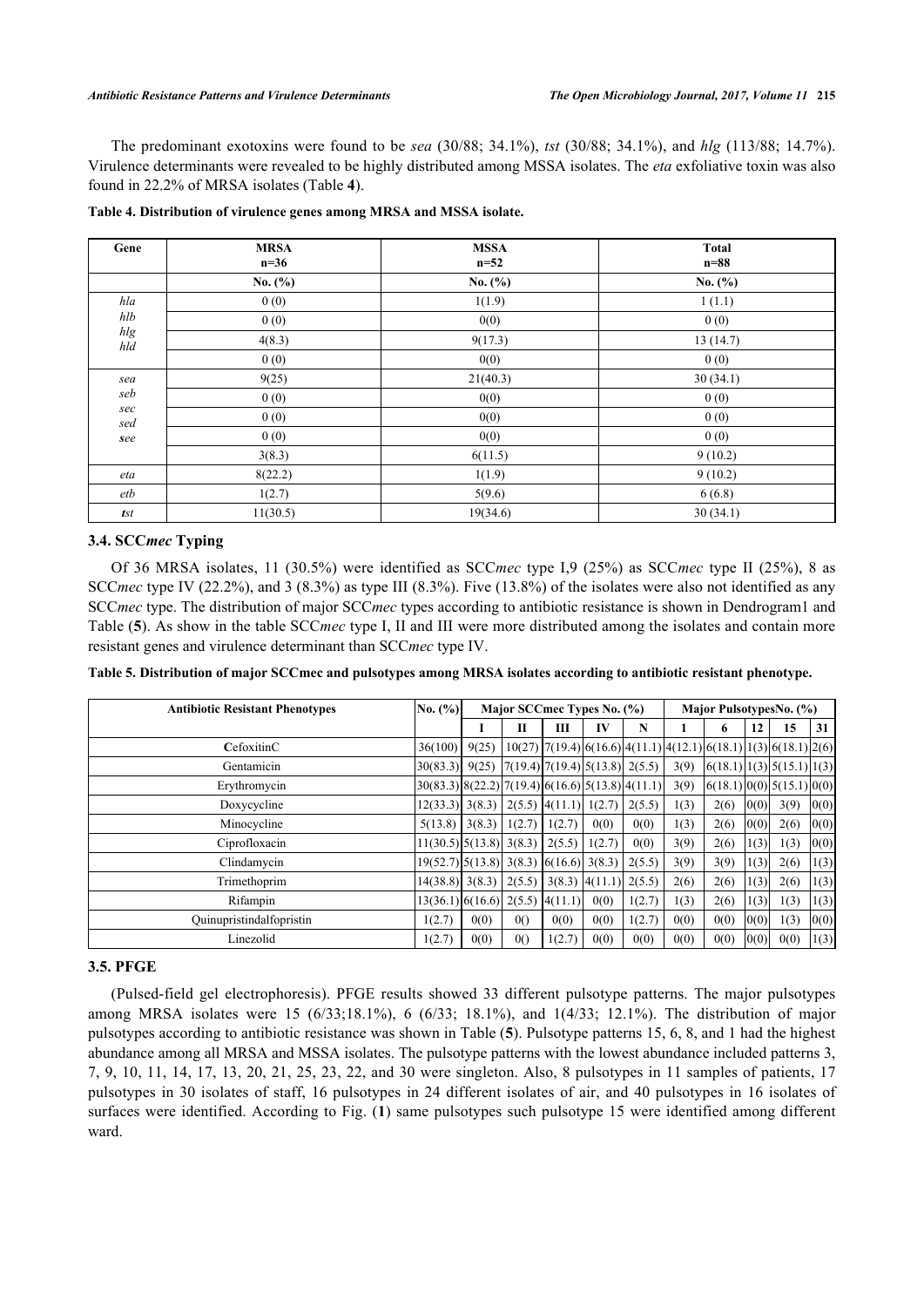The predominant exotoxins were found to be *sea* (30/88; 34.1%), *tst* (30/88; 34.1%), and *hlg* (113/88; 14.7%). Virulence determinants were revealed to be highly distributed among MSSA isolates. The *eta* exfoliative toxin was also found in 22.2% of MRSA isolates (Table **4**).

**Table 4. Distribution of virulence genes among MRSA and MSSA isolate.**

| Gene | MRSA n=36 | MSSA n=52 | Total n=88 |
|---|---|---|---|
| | No. (%) | No. (%) | No. (%) |
| *hla* | 0 (0) | 1(1.9) | 1 (1.1) |
| *hlb* | 0 (0) | 0(0) | 0 (0) |
| *hlg* | 4(8.3) | 9(17.3) | 13 (14.7) |
| *hld* | 0 (0) | 0(0) | 0 (0) |
| *sea* | 9(25) | 21(40.3) | 30 (34.1) |
| *seb* | 0 (0) | 0(0) | 0 (0) |
| *sec* | 0 (0) | 0(0) | 0 (0) |
| *sed* | 0 (0) | 0(0) | 0 (0) |
| *see* | 3(8.3) | 6(11.5) | 9 (10.2) |
| *eta* | 8(22.2) | 1(1.9) | 9 (10.2) |
| *etb* | 1(2.7) | 5(9.6) | 6 (6.8) |
| *tst* | 11(30.5) | 19(34.6) | 30 (34.1) |

### 3.4. SCC*mec* Typing

Of 36 MRSA isolates, 11 (30.5%) were identified as SCC*mec* type I,9 (25%) as SCC*mec* type II (25%), 8 as SCC*mec* type IV (22.2%), and 3 (8.3%) as type III (8.3%). Five (13.8%) of the isolates were also not identified as any SCC*mec* type. The distribution of major SCC*mec* types according to antibiotic resistance is shown in Dendrogram1 and Table (**5**). As show in the table SCC*mec* type I, II and III were more distributed among the isolates and contain more resistant genes and virulence determinant than SCC*mec* type IV.

**Table 5. Distribution of major SCCmec and pulsotypes among MRSA isolates according to antibiotic resistant phenotype.**

| Antibiotic Resistant Phenotypes | No. (%) | Major SCCmec Types No. (%) | | | | | Major PulsotypesNo. (%) | | | | |
|---|---|---|---|---|---|---|---|---|---|---|---|
| | | I | II | III | IV | N | 1 | 6 | 12 | 15 | 31 |
| CefoxitinC | 36(100) | 9(25) | 10(27) | 7(19.4) | 6(16.6) | 4(11.1) | 4(12.1) | 6(18.1) | 1(3) | 6(18.1) | 2(6) |
| Gentamicin | 30(83.3) | 9(25) | 7(19.4) | 7(19.4) | 5(13.8) | 2(5.5) | 3(9) | 6(18.1) | 1(3) | 5(15.1) | 1(3) |
| Erythromycin | 30(83.3) | 8(22.2) | 7(19.4) | 6(16.6) | 5(13.8) | 4(11.1) | 3(9) | 6(18.1) | 0(0) | 5(15.1) | 0(0) |
| Doxycycline | 12(33.3) | 3(8.3) | 2(5.5) | 4(11.1) | 1(2.7) | 2(5.5) | 1(3) | 2(6) | 0(0) | 3(9) | 0(0) |
| Minocycline | 5(13.8) | 3(8.3) | 1(2.7) | 1(2.7) | 0(0) | 0(0) | 1(3) | 2(6) | 0(0) | 2(6) | 0(0) |
| Ciprofloxacin | 11(30.5) | 5(13.8) | 3(8.3) | 2(5.5) | 1(2.7) | 0(0) | 3(9) | 2(6) | 1(3) | 1(3) | 0(0) |
| Clindamycin | 19(52.7) | 5(13.8) | 3(8.3) | 6(16.6) | 3(8.3) | 2(5.5) | 3(9) | 3(9) | 1(3) | 2(6) | 1(3) |
| Trimethoprim | 14(38.8) | 3(8.3) | 2(5.5) | 3(8.3) | 4(11.1) | 2(5.5) | 2(6) | 2(6) | 1(3) | 2(6) | 1(3) |
| Rifampin | 13(36.1) | 6(16.6) | 2(5.5) | 4(11.1) | 0(0) | 1(2.7) | 1(3) | 2(6) | 1(3) | 1(3) | 1(3) |
| Quinupristindalfopristin | 1(2.7) | 0(0) | 0() | 0(0) | 0(0) | 1(2.7) | 0(0) | 0(0) | 0(0) | 1(3) | 0(0) |
| Linezolid | 1(2.7) | 0(0) | 0() | 1(2.7) | 0(0) | 0(0) | 0(0) | 0(0) | 0(0) | 0(0) | 1(3) |

### 3.5. PFGE

(Pulsed-field gel electrophoresis). PFGE results showed 33 different pulsotype patterns. The major pulsotypes among MRSA isolates were 15 (6/33;18.1%), 6 (6/33; 18.1%), and 1(4/33; 12.1%). The distribution of major pulsotypes according to antibiotic resistance was shown in Table (**5**). Pulsotype patterns 15, 6, 8, and 1 had the highest abundance among all MRSA and MSSA isolates. The pulsotype patterns with the lowest abundance included patterns 3, 7, 9, 10, 11, 14, 17, 13, 20, 21, 25, 23, 22, and 30 were singleton. Also, 8 pulsotypes in 11 samples of patients, 17 pulsotypes in 30 isolates of staff, 16 pulsotypes in 24 different isolates of air, and 40 pulsotypes in 16 isolates of surfaces were identified. According to Fig. (**1**) same pulsotypes such pulsotype 15 were identified among different ward.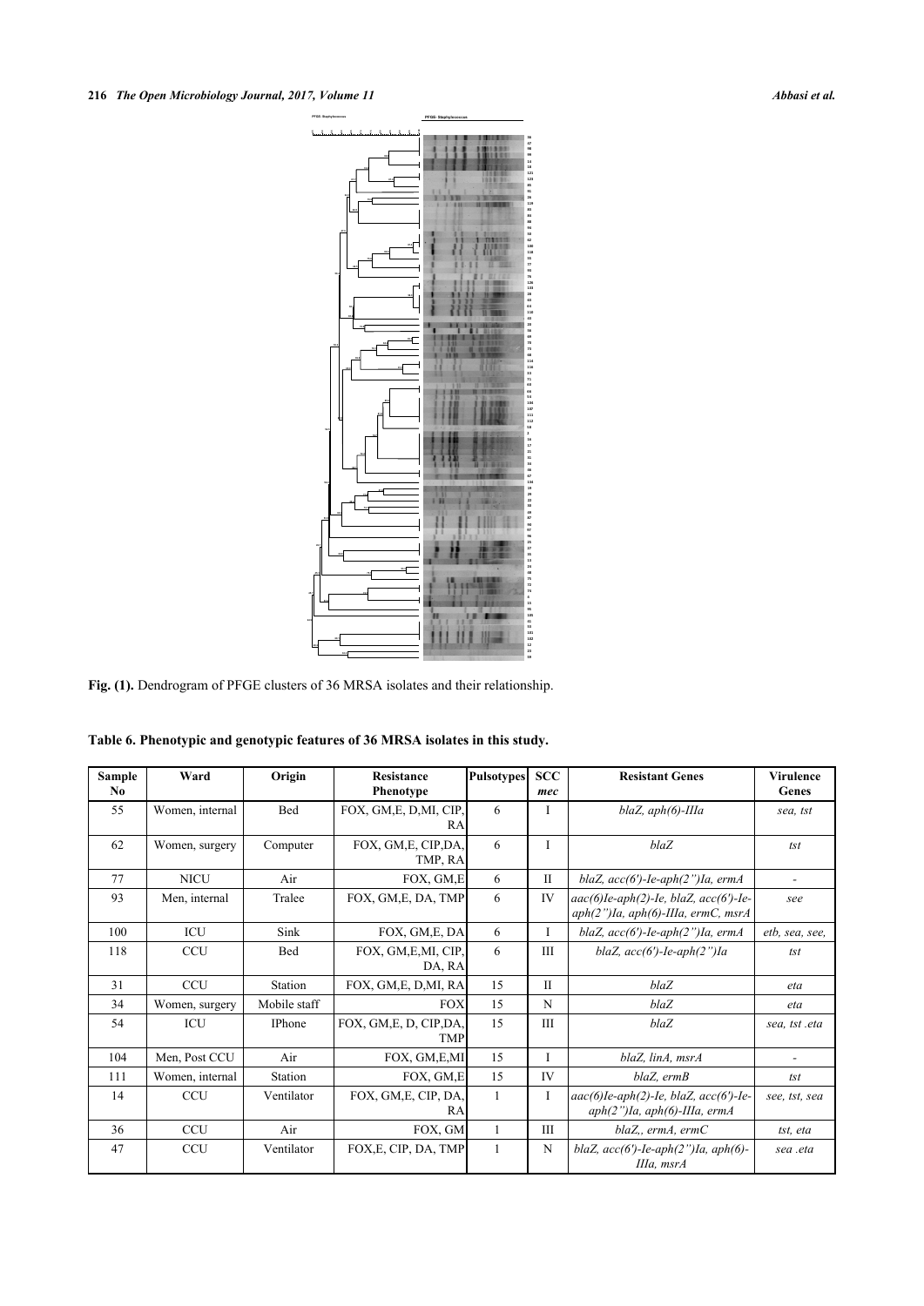PFGE: Staphylococcus

PFGE: Staphylococcus

**Fig. (1).** Dendrogram of PFGE clusters of 36 MRSA isolates and their relationship.

**Table 6. Phenotypic and genotypic features of 36 MRSA isolates in this study.**

| Sample No | Ward | Origin | Resistance Phenotype | Pulsotypes | SCC *mec* | Resistant Genes | Virulence Genes |
|---|---|---|---|---|---|---|---|
| 55 | Women, internal | Bed | FOX, GM,E, D,MI, CIP, RA | 6 | I | *blaZ, aph(6)-IIIa* | *sea, tst* |
| 62 | Women, surgery | Computer | FOX, GM,E, CIP,DA, TMP, RA | 6 | I | *blaZ* | *tst* |
| 77 | NICU | Air | FOX, GM,E | 6 | II | *blaZ, acc(6')-Ie-aph(2'')Ia, ermA* | - |
| 93 | Men, internal | Tralee | FOX, GM,E, DA, TMP | 6 | IV | *aac(6)Ie-aph(2)-Ie, blaZ, acc(6')-Ie-aph(2'')Ia, aph(6)-IIIa, ermC, msrA* | *see* |
| 100 | ICU | Sink | FOX, GM,E, DA | 6 | I | *blaZ, acc(6')-Ie-aph(2'')Ia, ermA* | *etb, sea, see,* |
| 118 | CCU | Bed | FOX, GM,E,MI, CIP, DA, RA | 6 | III | *blaZ, acc(6')-Ie-aph(2'')Ia* | *tst* |
| 31 | CCU | Station | FOX, GM,E, D,MI, RA | 15 | II | *blaZ* | *eta* |
| 34 | Women, surgery | Mobile staff | FOX | 15 | N | *blaZ* | *eta* |
| 54 | ICU | IPhone | FOX, GM,E, D, CIP,DA, TMP | 15 | III | *blaZ* | *sea, tst .eta* |
| 104 | Men, Post CCU | Air | FOX, GM,E,MI | 15 | I | *blaZ, linA, msrA* | - |
| 111 | Women, internal | Station | FOX, GM,E | 15 | IV | *blaZ, ermB* | *tst* |
| 14 | CCU | Ventilator | FOX, GM,E, CIP, DA, RA | 1 | I | *aac(6)Ie-aph(2)-Ie, blaZ, acc(6')-Ie-aph(2'')Ia, aph(6)-IIIa, ermA* | *see, tst, sea* |
| 36 | CCU | Air | FOX, GM | 1 | III | *blaZ,, ermA, ermC* | *tst, eta* |
| 47 | CCU | Ventilator | FOX,E, CIP, DA, TMP | 1 | N | *blaZ, acc(6')-Ie-aph(2'')Ia, aph(6)-IIIa, msrA* | *sea .eta* |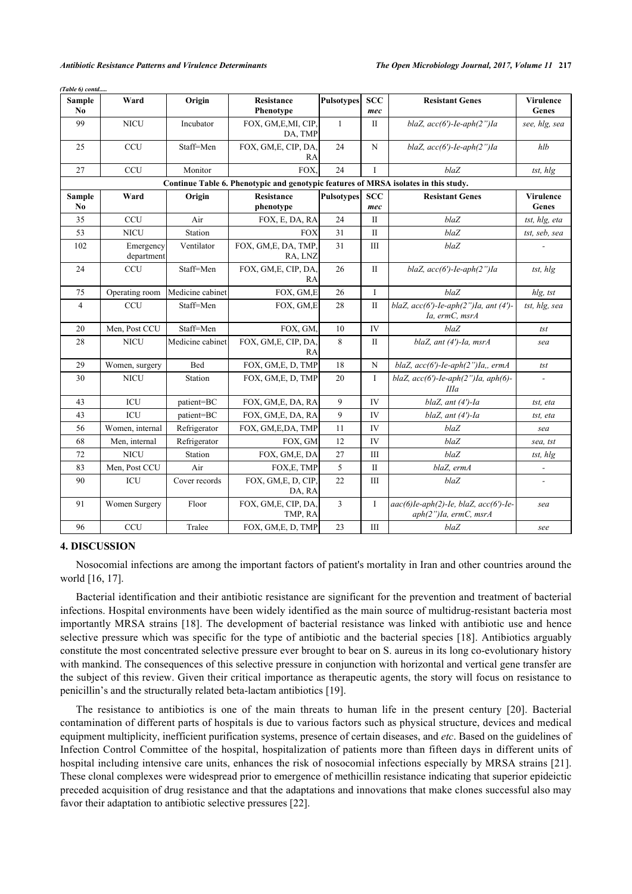*(Table 6) contd.....*

| Sample No | Ward | Origin | Resistance Phenotype | Pulsotypes | SCC *mec* | Resistant Genes | Virulence Genes |
|---|---|---|---|---|---|---|---|
| 99 | NICU | Incubator | FOX, GM,E,MI, CIP, DA, TMP | 1 | II | *blaZ, acc(6')-Ie-aph(2")Ia* | *see, hlg, sea* |
| 25 | CCU | Staff=Men | FOX, GM,E, CIP, DA, RA | 24 | N | *blaZ, acc(6')-Ie-aph(2")Ia* | *hlb* |
| 27 | CCU | Monitor | FOX, | 24 | I | *blaZ* | *tst, hlg* |

**Continue Table 6. Phenotypic and genotypic features of MRSA isolates in this study.**

| Sample No | Ward | Origin | Resistance phenotype | Pulsotypes | SCC *mec* | Resistant Genes | Virulence Genes |
|---|---|---|---|---|---|---|---|
| 35 | CCU | Air | FOX, E, DA, RA | 24 | II | *blaZ* | *tst, hlg, eta* |
| 53 | NICU | Station | FOX | 31 | II | *blaZ* | *tst, seb, sea* |
| 102 | Emergency department | Ventilator | FOX, GM,E, DA, TMP, RA, LNZ | 31 | III | *blaZ* | - |
| 24 | CCU | Staff=Men | FOX, GM,E, CIP, DA, RA | 26 | II | *blaZ, acc(6')-Ie-aph(2")Ia* | *tst, hlg* |
| 75 | Operating room | Medicine cabinet | FOX, GM,E | 26 | I | *blaZ* | *hlg, tst* |
| 4 | CCU | Staff=Men | FOX, GM,E | 28 | II | *blaZ, acc(6')-Ie-aph(2")Ia, ant (4')-Ia, ermC, msrA* | *tst, hlg, sea* |
| 20 | Men, Post CCU | Staff=Men | FOX, GM, | 10 | IV | *blaZ* | *tst* |
| 28 | NICU | Medicine cabinet | FOX, GM,E, CIP, DA, RA | 8 | II | *blaZ, ant (4')-Ia, msrA* | *sea* |
| 29 | Women, surgery | Bed | FOX, GM,E, D, TMP | 18 | N | *blaZ, acc(6')-Ie-aph(2")Ia,, ermA* | *tst* |
| 30 | NICU | Station | FOX, GM,E, D, TMP | 20 | I | *blaZ, acc(6')-Ie-aph(2")Ia, aph(6)-IIIa* | - |
| 43 | ICU | patient=BC | FOX, GM,E, DA, RA | 9 | IV | *blaZ, ant (4')-Ia* | *tst, eta* |
| 43 | ICU | patient=BC | FOX, GM,E, DA, RA | 9 | IV | *blaZ, ant (4')-Ia* | *tst, eta* |
| 56 | Women, internal | Refrigerator | FOX, GM,E,DA, TMP | 11 | IV | *blaZ* | *sea* |
| 68 | Men, internal | Refrigerator | FOX, GM | 12 | IV | *blaZ* | *sea, tst* |
| 72 | NICU | Station | FOX, GM,E, DA | 27 | III | *blaZ* | *tst, hlg* |
| 83 | Men, Post CCU | Air | FOX,E, TMP | 5 | II | *blaZ, ermA* | - |
| 90 | ICU | Cover records | FOX, GM,E, D, CIP, DA, RA | 22 | III | *blaZ* | - |
| 91 | Women Surgery | Floor | FOX, GM,E, CIP, DA, TMP, RA | 3 | I | *aac(6)Ie-aph(2)-Ie, blaZ, acc(6')-Ie-aph(2")Ia, ermC, msrA* | *sea* |
| 96 | CCU | Tralee | FOX, GM,E, D, TMP | 23 | III | *blaZ* | *see* |

## 4. DISCUSSION

Nosocomial infections are among the important factors of patient's mortality in Iran and other countries around the world [16, 17].

Bacterial identification and their antibiotic resistance are significant for the prevention and treatment of bacterial infections. Hospital environments have been widely identified as the main source of multidrug-resistant bacteria most importantly MRSA strains [18]. The development of bacterial resistance was linked with antibiotic use and hence selective pressure which was specific for the type of antibiotic and the bacterial species [18]. Antibiotics arguably constitute the most concentrated selective pressure ever brought to bear on S. aureus in its long co-evolutionary history with mankind. The consequences of this selective pressure in conjunction with horizontal and vertical gene transfer are the subject of this review. Given their critical importance as therapeutic agents, the story will focus on resistance to penicillin's and the structurally related beta-lactam antibiotics [19].

The resistance to antibiotics is one of the main threats to human life in the present century [20]. Bacterial contamination of different parts of hospitals is due to various factors such as physical structure, devices and medical equipment multiplicity, inefficient purification systems, presence of certain diseases, and *etc*. Based on the guidelines of Infection Control Committee of the hospital, hospitalization of patients more than fifteen days in different units of hospital including intensive care units, enhances the risk of nosocomial infections especially by MRSA strains [21]. These clonal complexes were widespread prior to emergence of methicillin resistance indicating that superior epideictic preceded acquisition of drug resistance and that the adaptations and innovations that make clones successful also may favor their adaptation to antibiotic selective pressures [22].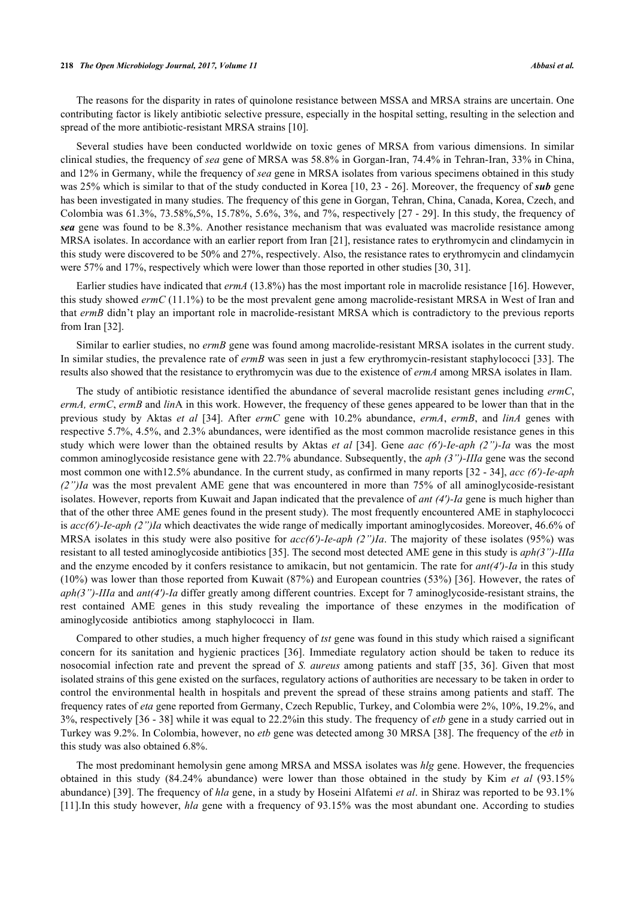The reasons for the disparity in rates of quinolone resistance between MSSA and MRSA strains are uncertain. One contributing factor is likely antibiotic selective pressure, especially in the hospital setting, resulting in the selection and spread of the more antibiotic-resistant MRSA strains [10].

Several studies have been conducted worldwide on toxic genes of MRSA from various dimensions. In similar clinical studies, the frequency of *sea* gene of MRSA was 58.8% in Gorgan-Iran, 74.4% in Tehran-Iran, 33% in China, and 12% in Germany, while the frequency of *sea* gene in MRSA isolates from various specimens obtained in this study was 25% which is similar to that of the study conducted in Korea [10, 23 - 26]. Moreover, the frequency of ***sub*** gene has been investigated in many studies. The frequency of this gene in Gorgan, Tehran, China, Canada, Korea, Czech, and Colombia was 61.3%, 73.58%,5%, 15.78%, 5.6%, 3%, and 7%, respectively [27 - 29]. In this study, the frequency of ***sea*** gene was found to be 8.3%. Another resistance mechanism that was evaluated was macrolide resistance among MRSA isolates. In accordance with an earlier report from Iran [21], resistance rates to erythromycin and clindamycin in this study were discovered to be 50% and 27%, respectively. Also, the resistance rates to erythromycin and clindamycin were 57% and 17%, respectively which were lower than those reported in other studies [30, 31].

Earlier studies have indicated that *ermA* (13.8%) has the most important role in macrolide resistance [16]. However, this study showed *ermC* (11.1%) to be the most prevalent gene among macrolide-resistant MRSA in West of Iran and that *ermB* didn't play an important role in macrolide-resistant MRSA which is contradictory to the previous reports from Iran [32].

Similar to earlier studies, no *ermB* gene was found among macrolide-resistant MRSA isolates in the current study. In similar studies, the prevalence rate of *ermB* was seen in just a few erythromycin-resistant staphylococci [33]. The results also showed that the resistance to erythromycin was due to the existence of *ermA* among MRSA isolates in Ilam.

The study of antibiotic resistance identified the abundance of several macrolide resistant genes including *ermC*, *ermA, ermC*, *ermB* and *lin*A in this work. However, the frequency of these genes appeared to be lower than that in the previous study by Aktas *et al* [34]. After *ermC* gene with 10.2% abundance, *ermA*, *ermB*, and *linA* genes with respective 5.7%, 4.5%, and 2.3% abundances, were identified as the most common macrolide resistance genes in this study which were lower than the obtained results by Aktas *et al* [34]. Gene *aac (6')-Ie-aph (2")-Ia* was the most common aminoglycoside resistance gene with 22.7% abundance. Subsequently, the *aph (3")-IIIa* gene was the second most common one with12.5% abundance. In the current study, as confirmed in many reports [32 - 34], *acc (6')-Ie-aph (2")Ia* was the most prevalent AME gene that was encountered in more than 75% of all aminoglycoside-resistant isolates. However, reports from Kuwait and Japan indicated that the prevalence of *ant (4')-Ia* gene is much higher than that of the other three AME genes found in the present study). The most frequently encountered AME in staphylococci is *acc(6')-Ie-aph (2")Ia* which deactivates the wide range of medically important aminoglycosides. Moreover, 46.6% of MRSA isolates in this study were also positive for *acc(6')-Ie-aph (2")Ia*. The majority of these isolates (95%) was resistant to all tested aminoglycoside antibiotics [35]. The second most detected AME gene in this study is *aph(3")-IIIa* and the enzyme encoded by it confers resistance to amikacin, but not gentamicin. The rate for *ant(4')-Ia* in this study (10%) was lower than those reported from Kuwait (87%) and European countries (53%) [36]. However, the rates of *aph(3")-IIIa* and *ant(4')-Ia* differ greatly among different countries. Except for 7 aminoglycoside-resistant strains, the rest contained AME genes in this study revealing the importance of these enzymes in the modification of aminoglycoside antibiotics among staphylococci in Ilam.

Compared to other studies, a much higher frequency of *tst* gene was found in this study which raised a significant concern for its sanitation and hygienic practices [36]. Immediate regulatory action should be taken to reduce its nosocomial infection rate and prevent the spread of *S. aureus* among patients and staff [35, 36]. Given that most isolated strains of this gene existed on the surfaces, regulatory actions of authorities are necessary to be taken in order to control the environmental health in hospitals and prevent the spread of these strains among patients and staff. The frequency rates of *eta* gene reported from Germany, Czech Republic, Turkey, and Colombia were 2%, 10%, 19.2%, and 3%, respectively [36 - 38] while it was equal to 22.2%in this study. The frequency of *etb* gene in a study carried out in Turkey was 9.2%. In Colombia, however, no *etb* gene was detected among 30 MRSA [38]. The frequency of the *etb* in this study was also obtained 6.8%.

The most predominant hemolysin gene among MRSA and MSSA isolates was *hlg* gene. However, the frequencies obtained in this study (84.24% abundance) were lower than those obtained in the study by Kim *et al* (93.15% abundance) [39]. The frequency of *hla* gene, in a study by Hoseini Alfatemi *et al*. in Shiraz was reported to be 93.1% [11].In this study however, *hla* gene with a frequency of 93.15% was the most abundant one. According to studies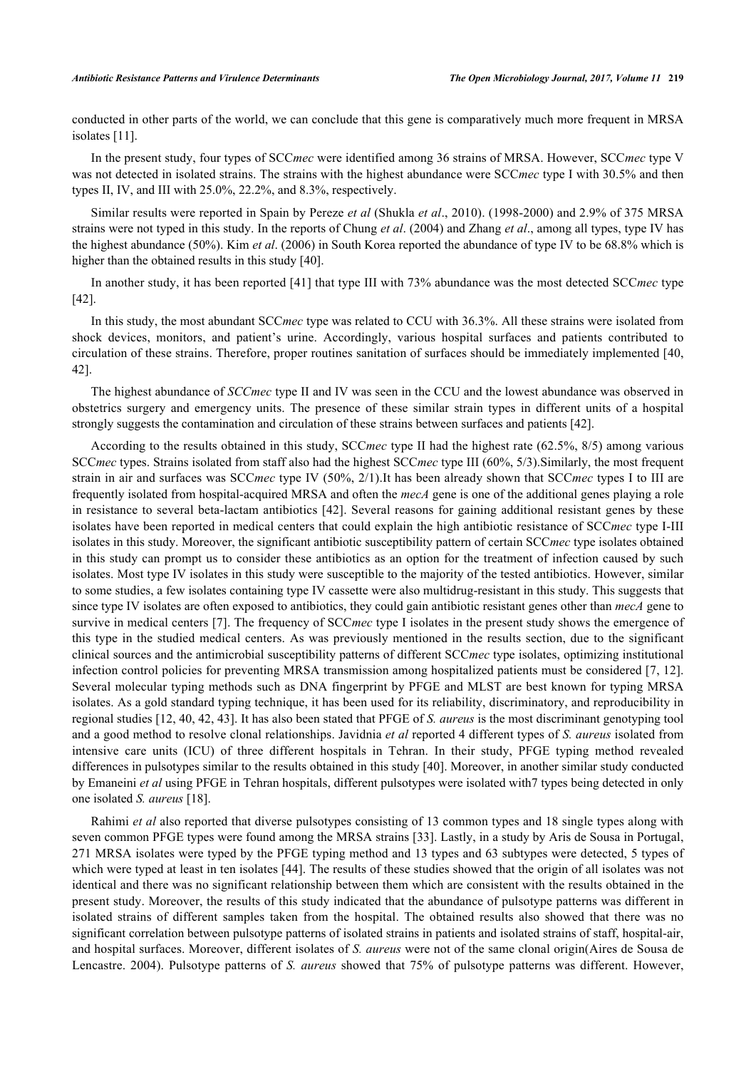conducted in other parts of the world, we can conclude that this gene is comparatively much more frequent in MRSA isolates [11].

In the present study, four types of SCC*mec* were identified among 36 strains of MRSA. However, SCC*mec* type V was not detected in isolated strains. The strains with the highest abundance were SCC*mec* type I with 30.5% and then types II, IV, and III with 25.0%, 22.2%, and 8.3%, respectively.

Similar results were reported in Spain by Pereze *et al* (Shukla *et al*., 2010). (1998-2000) and 2.9% of 375 MRSA strains were not typed in this study. In the reports of Chung *et al*. (2004) and Zhang *et al*., among all types, type IV has the highest abundance (50%). Kim *et al*. (2006) in South Korea reported the abundance of type IV to be 68.8% which is higher than the obtained results in this study [40].

In another study, it has been reported [41] that type III with 73% abundance was the most detected SCC*mec* type [42].

In this study, the most abundant SCC*mec* type was related to CCU with 36.3%. All these strains were isolated from shock devices, monitors, and patient's urine. Accordingly, various hospital surfaces and patients contributed to circulation of these strains. Therefore, proper routines sanitation of surfaces should be immediately implemented [40, 42].

The highest abundance of *SCCmec* type II and IV was seen in the CCU and the lowest abundance was observed in obstetrics surgery and emergency units. The presence of these similar strain types in different units of a hospital strongly suggests the contamination and circulation of these strains between surfaces and patients [42].

According to the results obtained in this study, SCC*mec* type II had the highest rate (62.5%, 8/5) among various SCC*mec* types. Strains isolated from staff also had the highest SCC*mec* type III (60%, 5/3).Similarly, the most frequent strain in air and surfaces was SCC*mec* type IV (50%, 2/1).It has been already shown that SCC*mec* types I to III are frequently isolated from hospital-acquired MRSA and often the *mecA* gene is one of the additional genes playing a role in resistance to several beta-lactam antibiotics [42]. Several reasons for gaining additional resistant genes by these isolates have been reported in medical centers that could explain the high antibiotic resistance of SCC*mec* type I-III isolates in this study. Moreover, the significant antibiotic susceptibility pattern of certain SCC*mec* type isolates obtained in this study can prompt us to consider these antibiotics as an option for the treatment of infection caused by such isolates. Most type IV isolates in this study were susceptible to the majority of the tested antibiotics. However, similar to some studies, a few isolates containing type IV cassette were also multidrug-resistant in this study. This suggests that since type IV isolates are often exposed to antibiotics, they could gain antibiotic resistant genes other than *mecA* gene to survive in medical centers [7]. The frequency of SCC*mec* type I isolates in the present study shows the emergence of this type in the studied medical centers. As was previously mentioned in the results section, due to the significant clinical sources and the antimicrobial susceptibility patterns of different SCC*mec* type isolates, optimizing institutional infection control policies for preventing MRSA transmission among hospitalized patients must be considered [7, 12]. Several molecular typing methods such as DNA fingerprint by PFGE and MLST are best known for typing MRSA isolates. As a gold standard typing technique, it has been used for its reliability, discriminatory, and reproducibility in regional studies [12, 40, 42, 43]. It has also been stated that PFGE of *S. aureus* is the most discriminant genotyping tool and a good method to resolve clonal relationships. Javidnia *et al* reported 4 different types of *S. aureus* isolated from intensive care units (ICU) of three different hospitals in Tehran. In their study, PFGE typing method revealed differences in pulsotypes similar to the results obtained in this study [40]. Moreover, in another similar study conducted by Emaneini *et al* using PFGE in Tehran hospitals, different pulsotypes were isolated with7 types being detected in only one isolated *S. aureus* [18].

Rahimi *et al* also reported that diverse pulsotypes consisting of 13 common types and 18 single types along with seven common PFGE types were found among the MRSA strains [33]. Lastly, in a study by Aris de Sousa in Portugal, 271 MRSA isolates were typed by the PFGE typing method and 13 types and 63 subtypes were detected, 5 types of which were typed at least in ten isolates [44]. The results of these studies showed that the origin of all isolates was not identical and there was no significant relationship between them which are consistent with the results obtained in the present study. Moreover, the results of this study indicated that the abundance of pulsotype patterns was different in isolated strains of different samples taken from the hospital. The obtained results also showed that there was no significant correlation between pulsotype patterns of isolated strains in patients and isolated strains of staff, hospital-air, and hospital surfaces. Moreover, different isolates of *S. aureus* were not of the same clonal origin(Aires de Sousa de Lencastre. 2004). Pulsotype patterns of *S. aureus* showed that 75% of pulsotype patterns was different. However,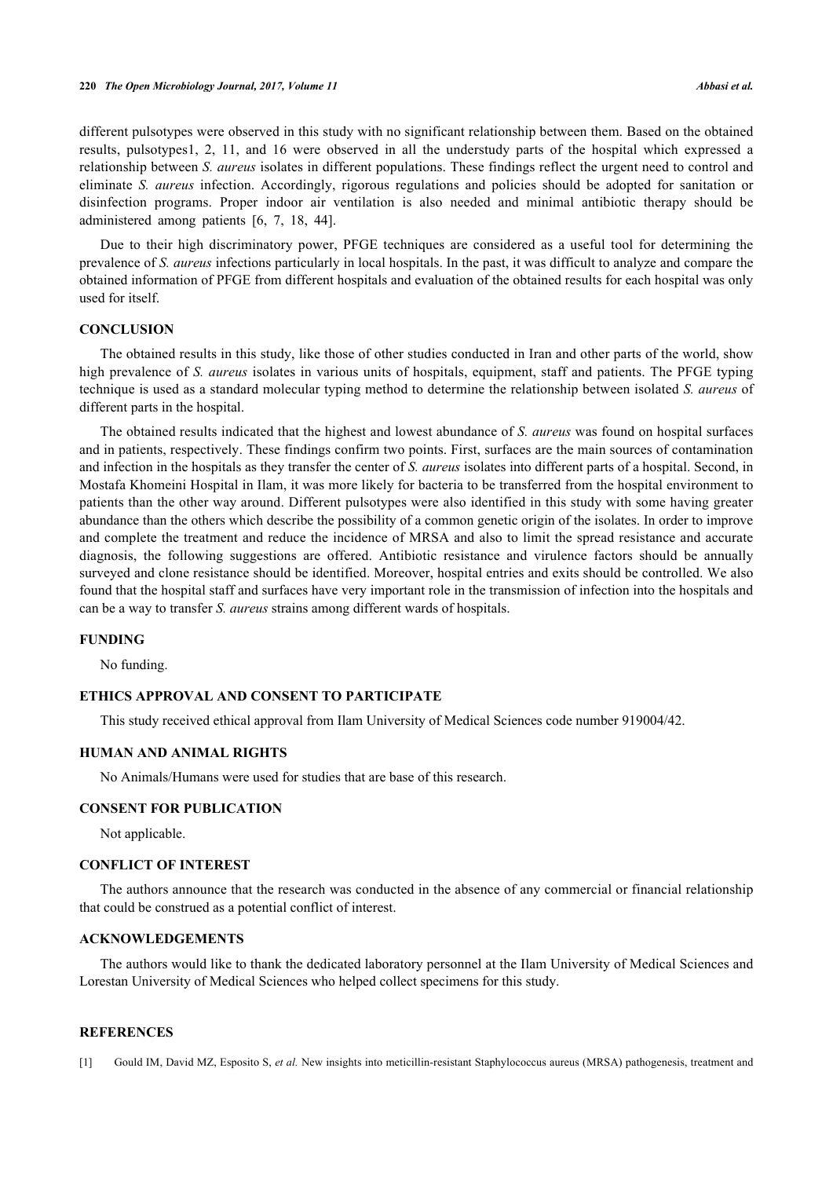different pulsotypes were observed in this study with no significant relationship between them. Based on the obtained results, pulsotypes1, 2, 11, and 16 were observed in all the understudy parts of the hospital which expressed a relationship between *S. aureus* isolates in different populations. These findings reflect the urgent need to control and eliminate *S. aureus* infection. Accordingly, rigorous regulations and policies should be adopted for sanitation or disinfection programs. Proper indoor air ventilation is also needed and minimal antibiotic therapy should be administered among patients [6, 7, 18, 44].

Due to their high discriminatory power, PFGE techniques are considered as a useful tool for determining the prevalence of *S. aureus* infections particularly in local hospitals. In the past, it was difficult to analyze and compare the obtained information of PFGE from different hospitals and evaluation of the obtained results for each hospital was only used for itself.

## CONCLUSION

The obtained results in this study, like those of other studies conducted in Iran and other parts of the world, show high prevalence of *S. aureus* isolates in various units of hospitals, equipment, staff and patients. The PFGE typing technique is used as a standard molecular typing method to determine the relationship between isolated *S. aureus* of different parts in the hospital.

The obtained results indicated that the highest and lowest abundance of *S. aureus* was found on hospital surfaces and in patients, respectively. These findings confirm two points. First, surfaces are the main sources of contamination and infection in the hospitals as they transfer the center of *S. aureus* isolates into different parts of a hospital. Second, in Mostafa Khomeini Hospital in Ilam, it was more likely for bacteria to be transferred from the hospital environment to patients than the other way around. Different pulsotypes were also identified in this study with some having greater abundance than the others which describe the possibility of a common genetic origin of the isolates. In order to improve and complete the treatment and reduce the incidence of MRSA and also to limit the spread resistance and accurate diagnosis, the following suggestions are offered. Antibiotic resistance and virulence factors should be annually surveyed and clone resistance should be identified. Moreover, hospital entries and exits should be controlled. We also found that the hospital staff and surfaces have very important role in the transmission of infection into the hospitals and can be a way to transfer *S. aureus* strains among different wards of hospitals.

## FUNDING

No funding.

## ETHICS APPROVAL AND CONSENT TO PARTICIPATE

This study received ethical approval from Ilam University of Medical Sciences code number 919004/42.

## HUMAN AND ANIMAL RIGHTS

No Animals/Humans were used for studies that are base of this research.

## CONSENT FOR PUBLICATION

Not applicable.

## CONFLICT OF INTEREST

The authors announce that the research was conducted in the absence of any commercial or financial relationship that could be construed as a potential conflict of interest.

## ACKNOWLEDGEMENTS

The authors would like to thank the dedicated laboratory personnel at the Ilam University of Medical Sciences and Lorestan University of Medical Sciences who helped collect specimens for this study.

## REFERENCES

[1] Gould IM, David MZ, Esposito S, *et al.* New insights into meticillin-resistant Staphylococcus aureus (MRSA) pathogenesis, treatment and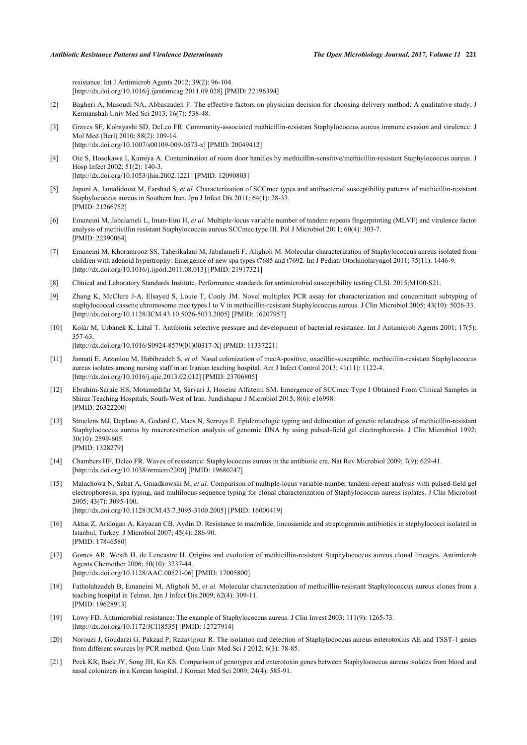resistance. Int J Antimicrob Agents 2012; 39(2): 96-104.
[http://dx.doi.org/10.1016/j.ijantimicag.2011.09.028] [PMID: 22196394]

[2] Bagheri A, Masoudi NA, Abbaszadeh F. The effective factors on physician decision for choosing delivery method: A qualitative study. J Kermanshah Univ Med Sci 2013; 16(7): 538-48.

[3] Graves SF, Kobayashi SD, DeLeo FR. Community-associated methicillin-resistant Staphylococcus aureus immune evasion and virulence. J Mol Med (Berl) 2010; 88(2): 109-14.
[http://dx.doi.org/10.1007/s00109-009-0573-x] [PMID: 20049412]

[4] Oie S, Hosokawa I, Kamiya A. Contamination of room door handles by methicillin-sensitive/methicillin-resistant Staphylococcus aureus. J Hosp Infect 2002; 51(2): 140-3.
[http://dx.doi.org/10.1053/jhin.2002.1221] [PMID: 12090803]

[5] Japoni A, Jamalidoust M, Farshad S, *et al.* Characterization of SCCmec types and antibacterial susceptibility patterns of methicillin-resistant Staphylococcus aureus in Southern Iran. Jpn J Infect Dis 2011; 64(1): 28-33.
[PMID: 21266752]

[6] Emaneini M, Jabalameli L, Iman-Eini H, *et al.* Multiple-locus variable number of tandem repeats fingerprinting (MLVF) and virulence factor analysis of methicillin resistant Staphylococcus aureus SCCmec type III. Pol J Microbiol 2011; 60(4): 303-7.
[PMID: 22390064]

[7] Emaneini M, Khoramrooz SS, Taherikalani M, Jabalameli F, Aligholi M. Molecular characterization of Staphylococcus aureus isolated from children with adenoid hypertrophy: Emergence of new spa types t7685 and t7692. Int J Pediatr Otorhinolaryngol 2011; 75(11): 1446-9.
[http://dx.doi.org/10.1016/j.ijporl.2011.08.013] [PMID: 21917321]

[8] Clinical and Laboratory Standards Institute. Performance standards for antimicrobial susceptibility testing CLSI. 2015;M100-S21.

[9] Zhang K, McClure J-A, Elsayed S, Louie T, Conly JM. Novel multiplex PCR assay for characterization and concomitant subtyping of staphylococcal cassette chromosome mec types I to V in methicillin-resistant Staphylococcus aureus. J Clin Microbiol 2005; 43(10): 5026-33.
[http://dx.doi.org/10.1128/JCM.43.10.5026-5033.2005] [PMID: 16207957]

[10] Kolár M, Urbánek K, Látal T. Antibiotic selective pressure and development of bacterial resistance. Int J Antimicrob Agents 2001; 17(5): 357-63.
[http://dx.doi.org/10.1016/S0924-8579(01)00317-X] [PMID: 11337221]

[11] Jannati E, Arzanlou M, Habibzadeh S, *et al.* Nasal colonization of mecA-positive, oxacillin-susceptible, methicillin-resistant Staphylococcus aureus isolates among nursing staff in an Iranian teaching hospital. Am J Infect Control 2013; 41(11): 1122-4.
[http://dx.doi.org/10.1016/j.ajic.2013.02.012] [PMID: 23706805]

[12] Ebrahim-Saraie HS, Motamedifar M, Sarvari J, Hoseini Alfatemi SM. Emergence of SCCmec Type I Obtained From Clinical Samples in Shiraz Teaching Hospitals, South-West of Iran. Jundishapur J Microbiol 2015; 8(6): e16998.
[PMID: 26322200]

[13] Struelens MJ, Deplano A, Godard C, Maes N, Serruys E. Epidemiologic typing and delineation of genetic relatedness of methicillin-resistant Staphylococcus aureus by macrorestriction analysis of genomic DNA by using pulsed-field gel electrophoresis. J Clin Microbiol 1992; 30(10): 2599-605.
[PMID: 1328279]

[14] Chambers HF, Deleo FR. Waves of resistance: Staphylococcus aureus in the antibiotic era. Nat Rev Microbiol 2009; 7(9): 629-41.
[http://dx.doi.org/10.1038/nrmicro2200] [PMID: 19680247]

[15] Malachowa N, Sabat A, Gniadkowski M, *et al.* Comparison of multiple-locus variable-number tandem-repeat analysis with pulsed-field gel electrophoresis, spa typing, and multilocus sequence typing for clonal characterization of Staphylococcus aureus isolates. J Clin Microbiol 2005; 43(7): 3095-100.
[http://dx.doi.org/10.1128/JCM.43.7.3095-3100.2005] [PMID: 16000419]

[16] Aktas Z, Aridogan A, Kayacan CB, Aydin D. Resistance to macrolide, lincosamide and streptogramin antibiotics in staphylococci isolated in Istanbul, Turkey. J Microbiol 2007; 45(4): 286-90.
[PMID: 17846580]

[17] Gomes AR, Westh H, de Lencastre H. Origins and evolution of methicillin-resistant Staphylococcus aureus clonal lineages. Antimicrob Agents Chemother 2006; 50(10): 3237-44.
[http://dx.doi.org/10.1128/AAC.00521-06] [PMID: 17005800]

[18] Fatholahzadeh B, Emaneini M, Aligholi M, *et al.* Molecular characterization of methicillin-resistant Staphylococcus aureus clones from a teaching hospital in Tehran. Jpn J Infect Dis 2009; 62(4): 309-11.
[PMID: 19628913]

[19] Lowy FD. Antimicrobial resistance: The example of Staphylococcus aureus. J Clin Invest 2003; 111(9): 1265-73.
[http://dx.doi.org/10.1172/JCI18535] [PMID: 12727914]

[20] Norouzi J, Goudarzi G, Pakzad P, Razavipour R. The isolation and detection of Staphylococcus aureus enterotoxins AE and TSST-1 genes from different sources by PCR method. Qom Univ Med Sci J 2012; 6(3): 78-85.

[21] Peck KR, Baek JY, Song JH, Ko KS. Comparison of genotypes and enterotoxin genes between Staphylococcus aureus isolates from blood and nasal colonizers in a Korean hospital. J Korean Med Sci 2009; 24(4): 585-91.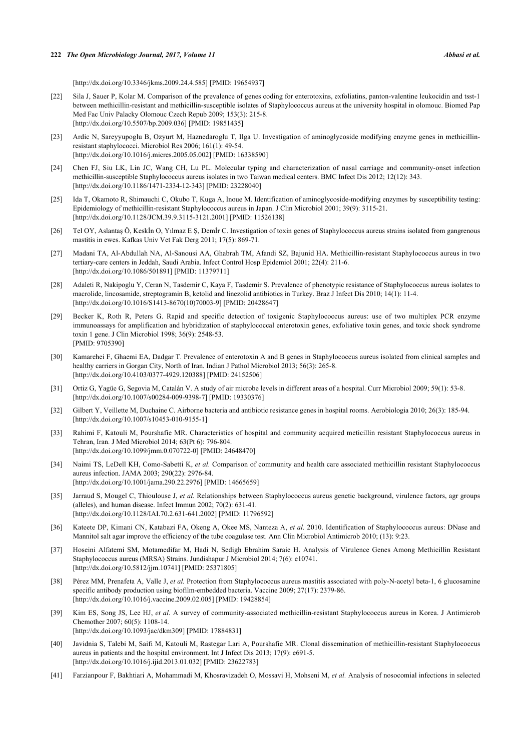[http://dx.doi.org/10.3346/jkms.2009.24.4.585] [PMID: 19654937]

[22] Sila J, Sauer P, Kolar M. Comparison of the prevalence of genes coding for enterotoxins, exfoliatins, panton-valentine leukocidin and tsst-1 between methicillin-resistant and methicillin-susceptible isolates of Staphylococcus aureus at the university hospital in olomouc. Biomed Pap Med Fac Univ Palacky Olomouc Czech Repub 2009; 153(3): 215-8.
[http://dx.doi.org/10.5507/bp.2009.036] [PMID: 19851435]

[23] Ardic N, Sareyyupoglu B, Ozyurt M, Haznedaroglu T, Ilga U. Investigation of aminoglycoside modifying enzyme genes in methicillin-resistant staphylococci. Microbiol Res 2006; 161(1): 49-54.
[http://dx.doi.org/10.1016/j.micres.2005.05.002] [PMID: 16338590]

[24] Chen FJ, Siu LK, Lin JC, Wang CH, Lu PL. Molecular typing and characterization of nasal carriage and community-onset infection methicillin-susceptible Staphylococcus aureus isolates in two Taiwan medical centers. BMC Infect Dis 2012; 12(12): 343.
[http://dx.doi.org/10.1186/1471-2334-12-343] [PMID: 23228040]

[25] Ida T, Okamoto R, Shimauchi C, Okubo T, Kuga A, Inoue M. Identification of aminoglycoside-modifying enzymes by susceptibility testing: Epidemiology of methicillin-resistant Staphylococcus aureus in Japan. J Clin Microbiol 2001; 39(9): 3115-21.
[http://dx.doi.org/10.1128/JCM.39.9.3115-3121.2001] [PMID: 11526138]

[26] Tel OY, Aslantaş Ö, Keskİn O, Yılmaz E Ş, Demİr C. Investigation of toxin genes of Staphylococcus aureus strains isolated from gangrenous mastitis in ewes. Kafkas Univ Vet Fak Derg 2011; 17(5): 869-71.

[27] Madani TA, Al-Abdullah NA, Al-Sanousi AA, Ghabrah TM, Afandi SZ, Bajunid HA. Methicillin-resistant Staphylococcus aureus in two tertiary-care centers in Jeddah, Saudi Arabia. Infect Control Hosp Epidemiol 2001; 22(4): 211-6.
[http://dx.doi.org/10.1086/501891] [PMID: 11379711]

[28] Adaleti R, Nakipoglu Y, Ceran N, Tasdemir C, Kaya F, Tasdemir S. Prevalence of phenotypic resistance of Staphylococcus aureus isolates to macrolide, lincosamide, streptogramin B, ketolid and linezolid antibiotics in Turkey. Braz J Infect Dis 2010; 14(1): 11-4.
[http://dx.doi.org/10.1016/S1413-8670(10)70003-9] [PMID: 20428647]

[29] Becker K, Roth R, Peters G. Rapid and specific detection of toxigenic Staphylococcus aureus: use of two multiplex PCR enzyme immunoassays for amplification and hybridization of staphylococcal enterotoxin genes, exfoliative toxin genes, and toxic shock syndrome toxin 1 gene. J Clin Microbiol 1998; 36(9): 2548-53.
[PMID: 9705390]

[30] Kamarehei F, Ghaemi EA, Dadgar T. Prevalence of enterotoxin A and B genes in Staphylococcus aureus isolated from clinical samples and healthy carriers in Gorgan City, North of Iran. Indian J Pathol Microbiol 2013; 56(3): 265-8.
[http://dx.doi.org/10.4103/0377-4929.120388] [PMID: 24152506]

[31] Ortiz G, Yagüe G, Segovia M, Catalán V. A study of air microbe levels in different areas of a hospital. Curr Microbiol 2009; 59(1): 53-8.
[http://dx.doi.org/10.1007/s00284-009-9398-7] [PMID: 19330376]

[32] Gilbert Y, Veillette M, Duchaine C. Airborne bacteria and antibiotic resistance genes in hospital rooms. Aerobiologia 2010; 26(3): 185-94.
[http://dx.doi.org/10.1007/s10453-010-9155-1]

[33] Rahimi F, Katouli M, Pourshafie MR. Characteristics of hospital and community acquired meticillin resistant Staphylococcus aureus in Tehran, Iran. J Med Microbiol 2014; 63(Pt 6): 796-804.
[http://dx.doi.org/10.1099/jmm.0.070722-0] [PMID: 24648470]

[34] Naimi TS, LeDell KH, Como-Sabetti K, *et al.* Comparison of community and health care associated methicillin resistant Staphylococcus aureus infection. JAMA 2003; 290(22): 2976-84.
[http://dx.doi.org/10.1001/jama.290.22.2976] [PMID: 14665659]

[35] Jarraud S, Mougel C, Thioulouse J, *et al.* Relationships between Staphylococcus aureus genetic background, virulence factors, agr groups (alleles), and human disease. Infect Immun 2002; 70(2): 631-41.
[http://dx.doi.org/10.1128/IAI.70.2.631-641.2002] [PMID: 11796592]

[36] Kateete DP, Kimani CN, Katabazi FA, Okeng A, Okee MS, Nanteza A, *et al.* 2010. Identification of Staphylococcus aureus: DNase and Mannitol salt agar improve the efficiency of the tube coagulase test. Ann Clin Microbiol Antimicrob 2010; (13): 9:23.

[37] Hoseini Alfatemi SM, Motamedifar M, Hadi N, Sedigh Ebrahim Saraie H. Analysis of Virulence Genes Among Methicillin Resistant Staphylococcus aureus (MRSA) Strains. Jundishapur J Microbiol 2014; 7(6): e10741.
[http://dx.doi.org/10.5812/jjm.10741] [PMID: 25371805]

[38] Pérez MM, Prenafeta A, Valle J, *et al.* Protection from Staphylococcus aureus mastitis associated with poly-N-acetyl beta-1, 6 glucosamine specific antibody production using biofilm-embedded bacteria. Vaccine 2009; 27(17): 2379-86.
[http://dx.doi.org/10.1016/j.vaccine.2009.02.005] [PMID: 19428854]

[39] Kim ES, Song JS, Lee HJ, *et al.* A survey of community-associated methicillin-resistant Staphylococcus aureus in Korea. J Antimicrob Chemother 2007; 60(5): 1108-14.
[http://dx.doi.org/10.1093/jac/dkm309] [PMID: 17884831]

[40] Javidnia S, Talebi M, Saifi M, Katouli M, Rastegar Lari A, Pourshafie MR. Clonal dissemination of methicillin-resistant Staphylococcus aureus in patients and the hospital environment. Int J Infect Dis 2013; 17(9): e691-5.
[http://dx.doi.org/10.1016/j.ijid.2013.01.032] [PMID: 23622783]

[41] Farzianpour F, Bakhtiari A, Mohammadi M, Khosravizadeh O, Mossavi H, Mohseni M, *et al.* Analysis of nosocomial infections in selected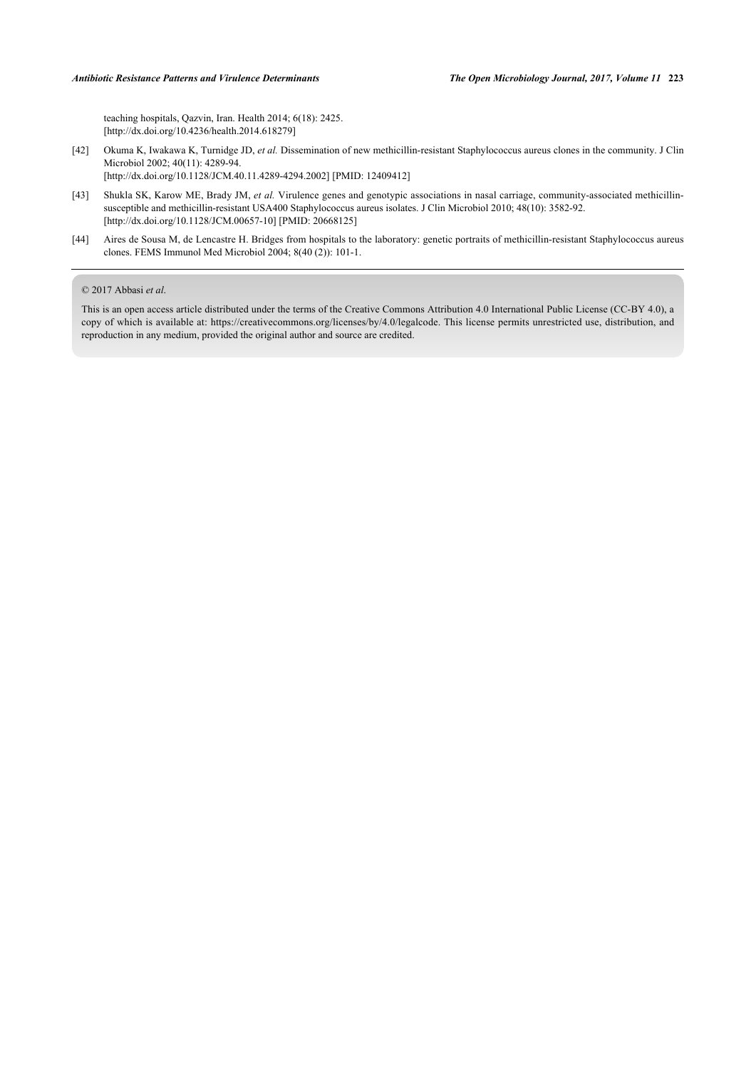teaching hospitals, Qazvin, Iran. Health 2014; 6(18): 2425.
[http://dx.doi.org/10.4236/health.2014.618279]

[42] Okuma K, Iwakawa K, Turnidge JD, *et al.* Dissemination of new methicillin-resistant Staphylococcus aureus clones in the community. J Clin Microbiol 2002; 40(11): 4289-94.
[http://dx.doi.org/10.1128/JCM.40.11.4289-4294.2002] [PMID: 12409412]

[43] Shukla SK, Karow ME, Brady JM, *et al.* Virulence genes and genotypic associations in nasal carriage, community-associated methicillin-susceptible and methicillin-resistant USA400 Staphylococcus aureus isolates. J Clin Microbiol 2010; 48(10): 3582-92.
[http://dx.doi.org/10.1128/JCM.00657-10] [PMID: 20668125]

[44] Aires de Sousa M, de Lencastre H. Bridges from hospitals to the laboratory: genetic portraits of methicillin-resistant Staphylococcus aureus clones. FEMS Immunol Med Microbiol 2004; 8(40 (2)): 101-1.

© 2017 Abbasi *et al*.

This is an open access article distributed under the terms of the Creative Commons Attribution 4.0 International Public License (CC-BY 4.0), a copy of which is available at: https://creativecommons.org/licenses/by/4.0/legalcode. This license permits unrestricted use, distribution, and reproduction in any medium, provided the original author and source are credited.